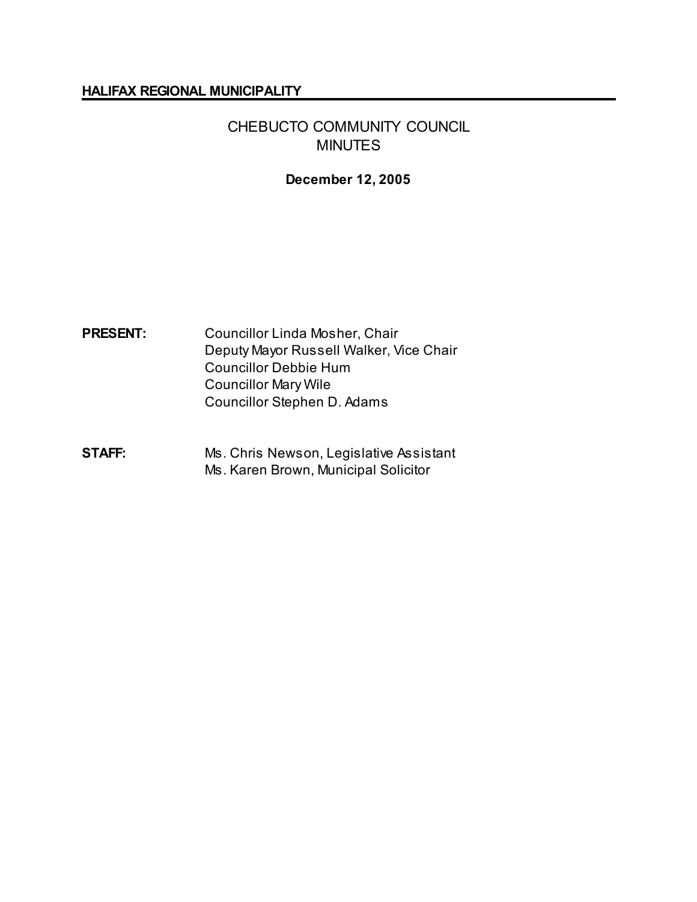**HALIFAX REGIONAL MUNICIPALITY**

# CHEBUCTO COMMUNITY COUNCIL MINUTES

**December 12, 2005**

**PRESENT:** Councillor Linda Mosher, Chair
Deputy Mayor Russell Walker, Vice Chair
Councillor Debbie Hum
Councillor Mary Wile
Councillor Stephen D. Adams

**STAFF:** Ms. Chris Newson, Legislative Assistant
Ms. Karen Brown, Municipal Solicitor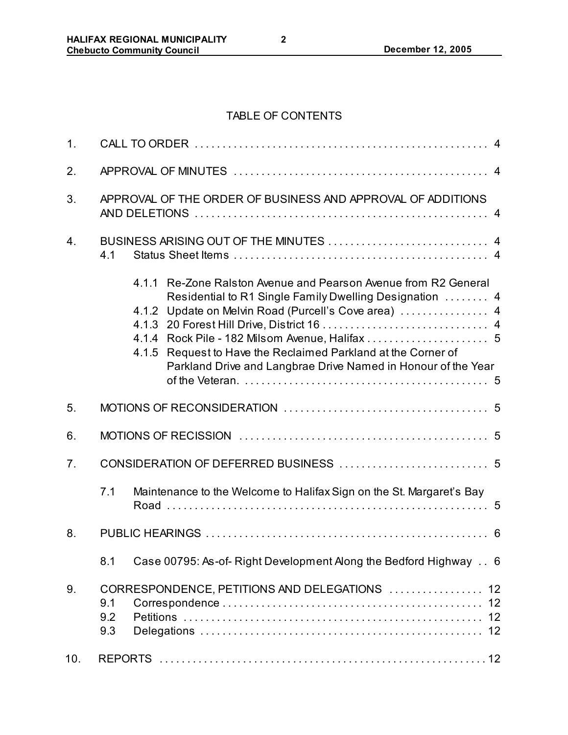## TABLE OF CONTENTS

1. CALL TO ORDER . . . . . . . . . . . . . . . . . . . . . . . . . . . . . . . . . . . . . . . . . . . . . . . . . . . . . 4

2. APPROVAL OF MINUTES . . . . . . . . . . . . . . . . . . . . . . . . . . . . . . . . . . . . . . . . . . . . . . 4

3. APPROVAL OF THE ORDER OF BUSINESS AND APPROVAL OF ADDITIONS AND DELETIONS . . . . . . . . . . . . . . . . . . . . . . . . . . . . . . . . . . . . . . . . . . . . . . . . . . . . . 4

4. BUSINESS ARISING OUT OF THE MINUTES . . . . . . . . . . . . . . . . . . . . . . . . . . . . . 4
   - 4.1 Status Sheet Items . . . . . . . . . . . . . . . . . . . . . . . . . . . . . . . . . . . . . . . . . . . . . . . 4
     - 4.1.1 Re-Zone Ralston Avenue and Pearson Avenue from R2 General Residential to R1 Single Family Dwelling Designation . . . . . . . . 4
     - 4.1.2 Update on Melvin Road (Purcell's Cove area) . . . . . . . . . . . . . . . . 4
     - 4.1.3 20 Forest Hill Drive, District 16 . . . . . . . . . . . . . . . . . . . . . . . . . . . . . . 4
     - 4.1.4 Rock Pile - 182 Milsom Avenue, Halifax . . . . . . . . . . . . . . . . . . . . . . 5
     - 4.1.5 Request to Have the Reclaimed Parkland at the Corner of Parkland Drive and Langbrae Drive Named in Honour of the Year of the Veteran. . . . . . . . . . . . . . . . . . . . . . . . . . . . . . . . . . . . . . . . . . . . . 5

5. MOTIONS OF RECONSIDERATION . . . . . . . . . . . . . . . . . . . . . . . . . . . . . . . . . . . . . 5

6. MOTIONS OF RECISSION . . . . . . . . . . . . . . . . . . . . . . . . . . . . . . . . . . . . . . . . . . . . . 5

7. CONSIDERATION OF DEFERRED BUSINESS . . . . . . . . . . . . . . . . . . . . . . . . . . . 5
   - 7.1 Maintenance to the Welcome to Halifax Sign on the St. Margaret's Bay Road . . . . . . . . . . . . . . . . . . . . . . . . . . . . . . . . . . . . . . . . . . . . . . . . . . . . . . . . . . 5

8. PUBLIC HEARINGS . . . . . . . . . . . . . . . . . . . . . . . . . . . . . . . . . . . . . . . . . . . . . . . . . . . 6
   - 8.1 Case 00795: As-of- Right Development Along the Bedford Highway . . 6

9. CORRESPONDENCE, PETITIONS AND DELEGATIONS . . . . . . . . . . . . . . . . . 12
   - 9.1 Correspondence . . . . . . . . . . . . . . . . . . . . . . . . . . . . . . . . . . . . . . . . . . . . . . . 12
   - 9.2 Petitions . . . . . . . . . . . . . . . . . . . . . . . . . . . . . . . . . . . . . . . . . . . . . . . . . . . . . 12
   - 9.3 Delegations . . . . . . . . . . . . . . . . . . . . . . . . . . . . . . . . . . . . . . . . . . . . . . . . . . . 12

10. REPORTS . . . . . . . . . . . . . . . . . . . . . . . . . . . . . . . . . . . . . . . . . . . . . . . . . . . . . . . . . . 12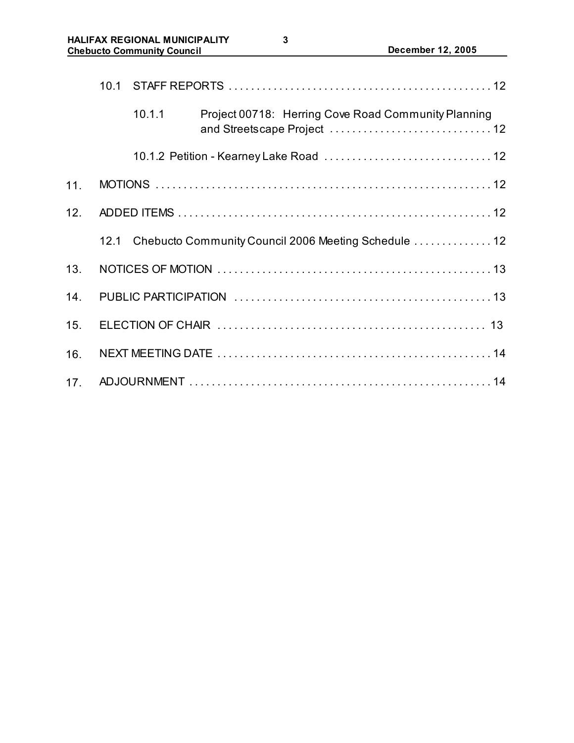10.1 STAFF REPORTS . . . . . . . . . . . . . . . . . . . . . . . . . . . . . . . . . . . . . . . . . . . . . . 12

10.1.1 Project 00718: Herring Cove Road Community Planning and Streetscape Project . . . . . . . . . . . . . . . . . . . . . . . . . . . . . 12

10.1.2 Petition - Kearney Lake Road . . . . . . . . . . . . . . . . . . . . . . . . . . . . . . 12

11. MOTIONS . . . . . . . . . . . . . . . . . . . . . . . . . . . . . . . . . . . . . . . . . . . . . . . . . . . . . . . . . . . . 12

12. ADDED ITEMS . . . . . . . . . . . . . . . . . . . . . . . . . . . . . . . . . . . . . . . . . . . . . . . . . . . . . . . 12

12.1 Chebucto Community Council 2006 Meeting Schedule . . . . . . . . . . . . . . 12

13. NOTICES OF MOTION . . . . . . . . . . . . . . . . . . . . . . . . . . . . . . . . . . . . . . . . . . . . . . . . . 13

14. PUBLIC PARTICIPATION . . . . . . . . . . . . . . . . . . . . . . . . . . . . . . . . . . . . . . . . . . . . . . 13

15. ELECTION OF CHAIR . . . . . . . . . . . . . . . . . . . . . . . . . . . . . . . . . . . . . . . . . . . . . . . . 13

16. NEXT MEETING DATE . . . . . . . . . . . . . . . . . . . . . . . . . . . . . . . . . . . . . . . . . . . . . . . . . 14

17. ADJOURNMENT . . . . . . . . . . . . . . . . . . . . . . . . . . . . . . . . . . . . . . . . . . . . . . . . . . . . . . 14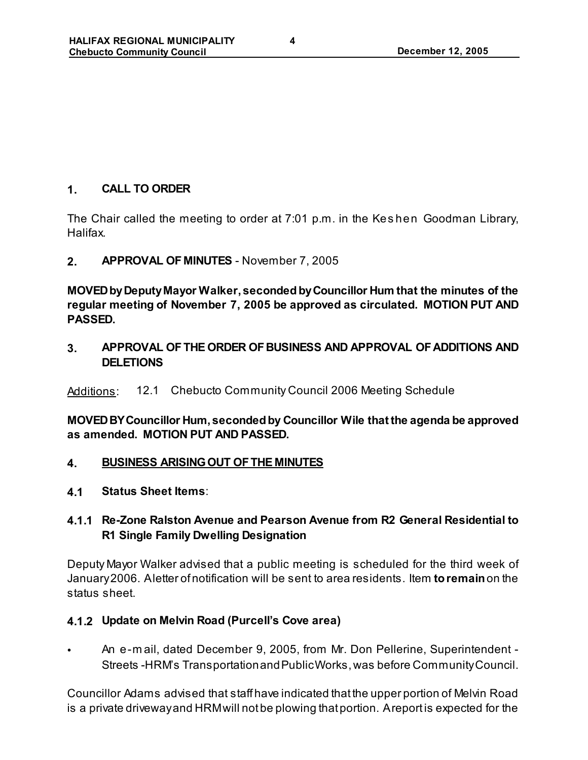## 1. CALL TO ORDER

The Chair called the meeting to order at 7:01 p.m. in the Keshen Goodman Library, Halifax.

## 2. APPROVAL OF MINUTES - November 7, 2005

**MOVED by Deputy Mayor Walker, seconded by Councillor Hum that the minutes of the regular meeting of November 7, 2005 be approved as circulated. MOTION PUT AND PASSED.**

## 3. APPROVAL OF THE ORDER OF BUSINESS AND APPROVAL OF ADDITIONS AND DELETIONS

Additions: 12.1 Chebucto Community Council 2006 Meeting Schedule

**MOVED BY Councillor Hum, seconded by Councillor Wile that the agenda be approved as amended. MOTION PUT AND PASSED.**

## 4. BUSINESS ARISING OUT OF THE MINUTES

### 4.1 Status Sheet Items:

### 4.1.1 Re-Zone Ralston Avenue and Pearson Avenue from R2 General Residential to R1 Single Family Dwelling Designation

Deputy Mayor Walker advised that a public meeting is scheduled for the third week of January 2006. A letter of notification will be sent to area residents. Item **to remain** on the status sheet.

### 4.1.2 Update on Melvin Road (Purcell's Cove area)

- An e-mail, dated December 9, 2005, from Mr. Don Pellerine, Superintendent - Streets -HRM's Transportation and Public Works, was before Community Council.

Councillor Adams advised that staff have indicated that the upper portion of Melvin Road is a private driveway and HRM will not be plowing that portion. A report is expected for the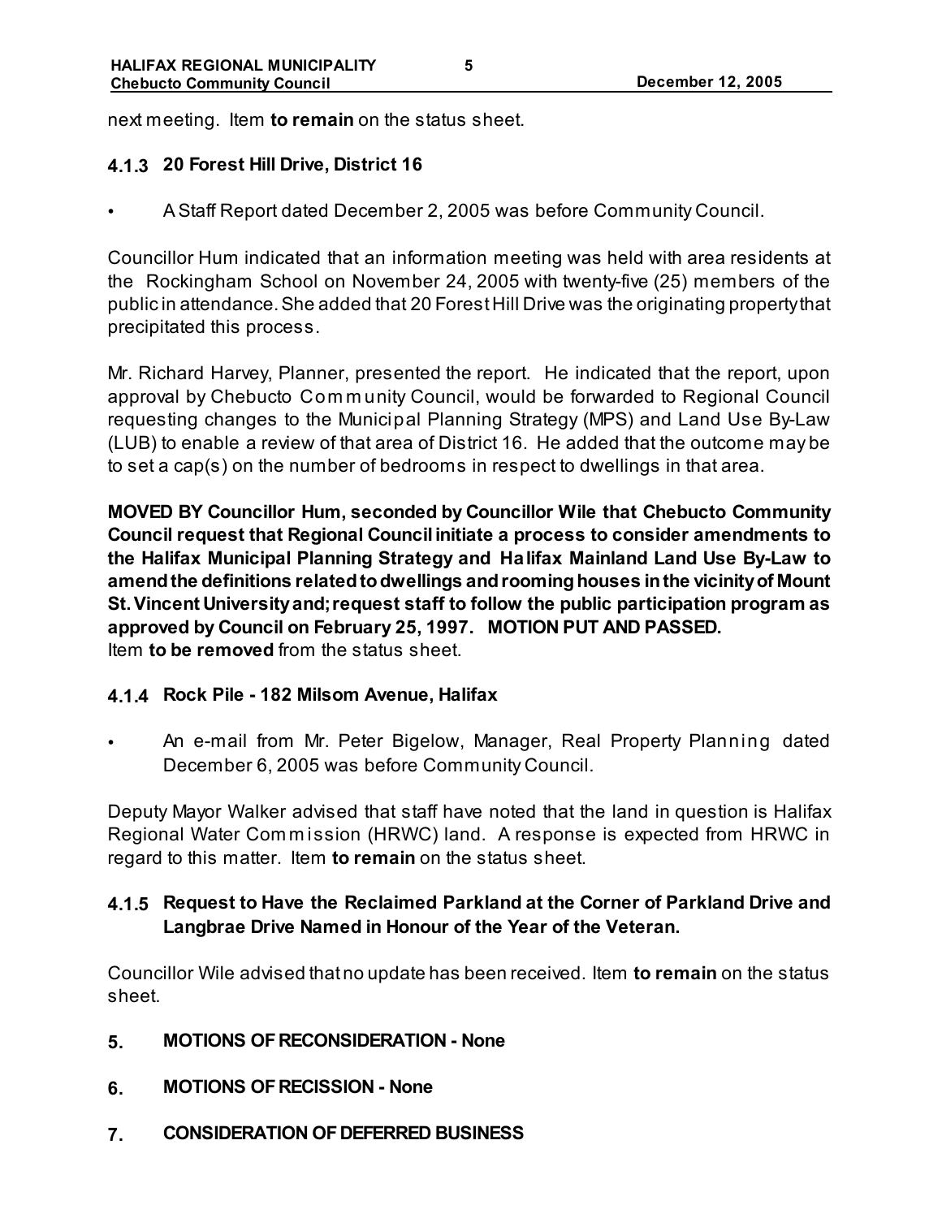next meeting. Item **to remain** on the status sheet.

### 4.1.3 20 Forest Hill Drive, District 16

- A Staff Report dated December 2, 2005 was before Community Council.

Councillor Hum indicated that an information meeting was held with area residents at the Rockingham School on November 24, 2005 with twenty-five (25) members of the public in attendance. She added that 20 Forest Hill Drive was the originating property that precipitated this process.

Mr. Richard Harvey, Planner, presented the report. He indicated that the report, upon approval by Chebucto Community Council, would be forwarded to Regional Council requesting changes to the Municipal Planning Strategy (MPS) and Land Use By-Law (LUB) to enable a review of that area of District 16. He added that the outcome may be to set a cap(s) on the number of bedrooms in respect to dwellings in that area.

**MOVED BY Councillor Hum, seconded by Councillor Wile that Chebucto Community Council request that Regional Council initiate a process to consider amendments to the Halifax Municipal Planning Strategy and Halifax Mainland Land Use By-Law to amend the definitions related to dwellings and rooming houses in the vicinity of Mount St. Vincent University and; request staff to follow the public participation program as approved by Council on February 25, 1997. MOTION PUT AND PASSED.**
Item **to be removed** from the status sheet.

### 4.1.4 Rock Pile - 182 Milsom Avenue, Halifax

- An e-mail from Mr. Peter Bigelow, Manager, Real Property Planning dated December 6, 2005 was before Community Council.

Deputy Mayor Walker advised that staff have noted that the land in question is Halifax Regional Water Commission (HRWC) land. A response is expected from HRWC in regard to this matter. Item **to remain** on the status sheet.

### 4.1.5 Request to Have the Reclaimed Parkland at the Corner of Parkland Drive and Langbrae Drive Named in Honour of the Year of the Veteran.

Councillor Wile advised that no update has been received. Item **to remain** on the status sheet.

## 5. MOTIONS OF RECONSIDERATION - None

## 6. MOTIONS OF RECISSION - None

## 7. CONSIDERATION OF DEFERRED BUSINESS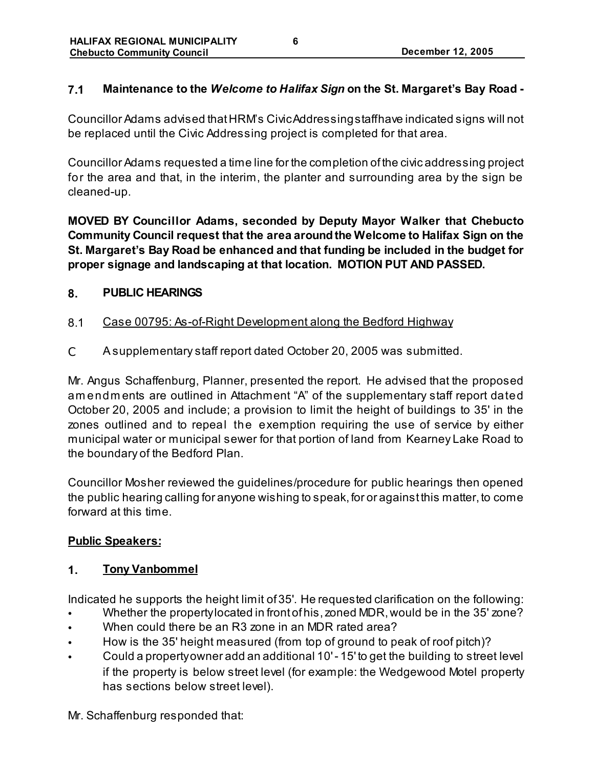### 7.1 Maintenance to the *Welcome to Halifax Sign* on the St. Margaret's Bay Road -

Councillor Adams advised that HRM's Civic Addressing staff have indicated signs will not be replaced until the Civic Addressing project is completed for that area.

Councillor Adams requested a time line for the completion of the civic addressing project for the area and that, in the interim, the planter and surrounding area by the sign be cleaned-up.

**MOVED BY Councillor Adams, seconded by Deputy Mayor Walker that Chebucto Community Council request that the area around the Welcome to Halifax Sign on the St. Margaret's Bay Road be enhanced and that funding be included in the budget for proper signage and landscaping at that location. MOTION PUT AND PASSED.**

## 8. PUBLIC HEARINGS

### 8.1 Case 00795: As-of-Right Development along the Bedford Highway

- A supplementary staff report dated October 20, 2005 was submitted.

Mr. Angus Schaffenburg, Planner, presented the report. He advised that the proposed amendments are outlined in Attachment "A" of the supplementary staff report dated October 20, 2005 and include; a provision to limit the height of buildings to 35' in the zones outlined and to repeal the exemption requiring the use of service by either municipal water or municipal sewer for that portion of land from Kearney Lake Road to the boundary of the Bedford Plan.

Councillor Mosher reviewed the guidelines/procedure for public hearings then opened the public hearing calling for anyone wishing to speak, for or against this matter, to come forward at this time.

**Public Speakers:**

**1. Tony Vanbommel**

Indicated he supports the height limit of 35'. He requested clarification on the following:

- Whether the property located in front of his, zoned MDR, would be in the 35' zone?
- When could there be an R3 zone in an MDR rated area?
- How is the 35' height measured (from top of ground to peak of roof pitch)?
- Could a property owner add an additional 10' - 15' to get the building to street level if the property is below street level (for example: the Wedgewood Motel property has sections below street level).

Mr. Schaffenburg responded that: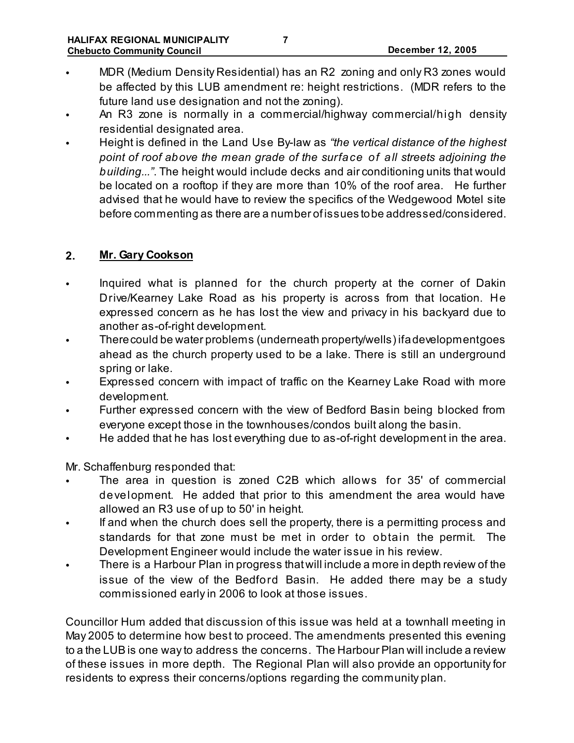- MDR (Medium Density Residential) has an R2 zoning and only R3 zones would be affected by this LUB amendment re: height restrictions. (MDR refers to the future land use designation and not the zoning).
- An R3 zone is normally in a commercial/highway commercial/high density residential designated area.
- Height is defined in the Land Use By-law as *"the vertical distance of the highest point of roof above the mean grade of the surface of all streets adjoining the building..."*. The height would include decks and air conditioning units that would be located on a rooftop if they are more than 10% of the roof area. He further advised that he would have to review the specifics of the Wedgewood Motel site before commenting as there are a number of issues to be addressed/considered.

## 2. Mr. Gary Cookson

- Inquired what is planned for the church property at the corner of Dakin Drive/Kearney Lake Road as his property is across from that location. He expressed concern as he has lost the view and privacy in his backyard due to another as-of-right development.
- There could be water problems (underneath property/wells) if a development goes ahead as the church property used to be a lake. There is still an underground spring or lake.
- Expressed concern with impact of traffic on the Kearney Lake Road with more development.
- Further expressed concern with the view of Bedford Basin being blocked from everyone except those in the townhouses/condos built along the basin.
- He added that he has lost everything due to as-of-right development in the area.

Mr. Schaffenburg responded that:

- The area in question is zoned C2B which allows for 35' of commercial development. He added that prior to this amendment the area would have allowed an R3 use of up to 50' in height.
- If and when the church does sell the property, there is a permitting process and standards for that zone must be met in order to obtain the permit. The Development Engineer would include the water issue in his review.
- There is a Harbour Plan in progress that will include a more in depth review of the issue of the view of the Bedford Basin. He added there may be a study commissioned early in 2006 to look at those issues.

Councillor Hum added that discussion of this issue was held at a townhall meeting in May 2005 to determine how best to proceed. The amendments presented this evening to a the LUB is one way to address the concerns. The Harbour Plan will include a review of these issues in more depth. The Regional Plan will also provide an opportunity for residents to express their concerns/options regarding the community plan.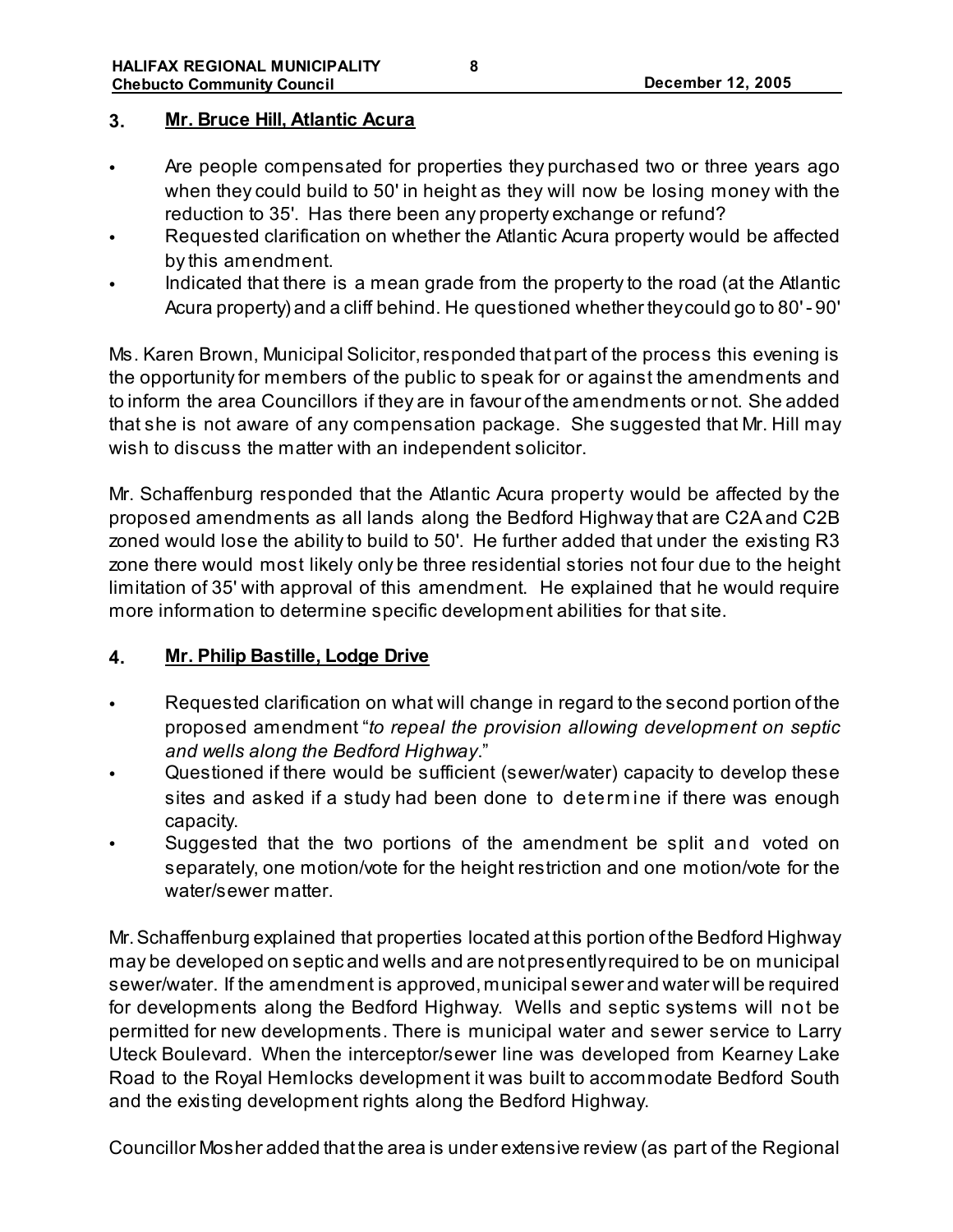### 3. **Mr. Bruce Hill, Atlantic Acura**

- Are people compensated for properties they purchased two or three years ago when they could build to 50' in height as they will now be losing money with the reduction to 35'. Has there been any property exchange or refund?
- Requested clarification on whether the Atlantic Acura property would be affected by this amendment.
- Indicated that there is a mean grade from the property to the road (at the Atlantic Acura property) and a cliff behind. He questioned whether they could go to 80' - 90'

Ms. Karen Brown, Municipal Solicitor, responded that part of the process this evening is the opportunity for members of the public to speak for or against the amendments and to inform the area Councillors if they are in favour of the amendments or not. She added that she is not aware of any compensation package. She suggested that Mr. Hill may wish to discuss the matter with an independent solicitor.

Mr. Schaffenburg responded that the Atlantic Acura property would be affected by the proposed amendments as all lands along the Bedford Highway that are C2A and C2B zoned would lose the ability to build to 50'. He further added that under the existing R3 zone there would most likely only be three residential stories not four due to the height limitation of 35' with approval of this amendment. He explained that he would require more information to determine specific development abilities for that site.

### 4. **Mr. Philip Bastille, Lodge Drive**

- Requested clarification on what will change in regard to the second portion of the proposed amendment "*to repeal the provision allowing development on septic and wells along the Bedford Highway*."
- Questioned if there would be sufficient (sewer/water) capacity to develop these sites and asked if a study had been done to determine if there was enough capacity.
- Suggested that the two portions of the amendment be split and voted on separately, one motion/vote for the height restriction and one motion/vote for the water/sewer matter.

Mr. Schaffenburg explained that properties located at this portion of the Bedford Highway may be developed on septic and wells and are not presently required to be on municipal sewer/water. If the amendment is approved, municipal sewer and water will be required for developments along the Bedford Highway. Wells and septic systems will not be permitted for new developments. There is municipal water and sewer service to Larry Uteck Boulevard. When the interceptor/sewer line was developed from Kearney Lake Road to the Royal Hemlocks development it was built to accommodate Bedford South and the existing development rights along the Bedford Highway.

Councillor Mosher added that the area is under extensive review (as part of the Regional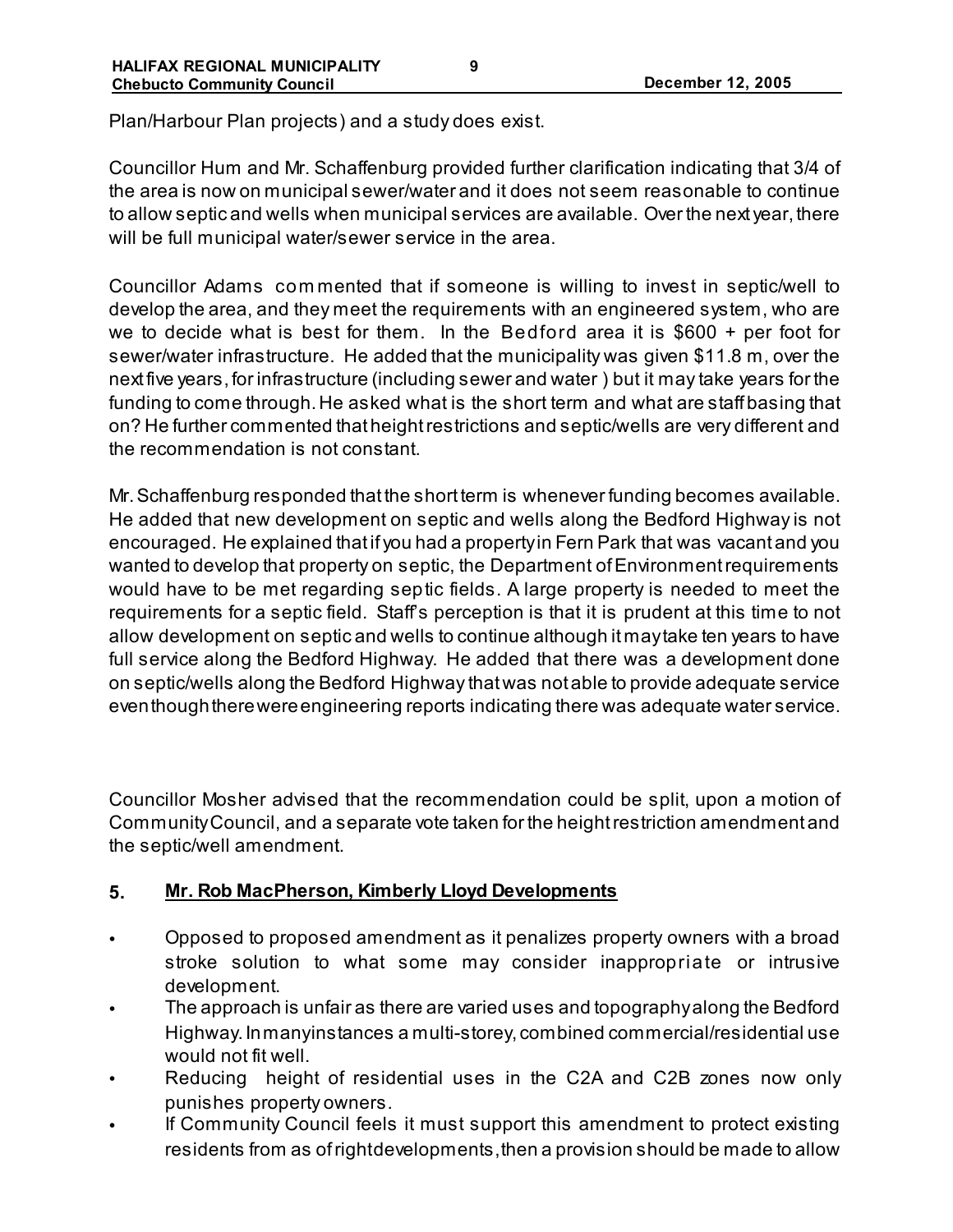Plan/Harbour Plan projects) and a study does exist.

Councillor Hum and Mr. Schaffenburg provided further clarification indicating that 3/4 of the area is now on municipal sewer/water and it does not seem reasonable to continue to allow septic and wells when municipal services are available. Over the next year, there will be full municipal water/sewer service in the area.

Councillor Adams commented that if someone is willing to invest in septic/well to develop the area, and they meet the requirements with an engineered system, who are we to decide what is best for them. In the Bedford area it is $600 + per foot for sewer/water infrastructure. He added that the municipality was given $11.8 m, over the next five years, for infrastructure (including sewer and water ) but it may take years for the funding to come through. He asked what is the short term and what are staff basing that on? He further commented that height restrictions and septic/wells are very different and the recommendation is not constant.

Mr. Schaffenburg responded that the short term is whenever funding becomes available. He added that new development on septic and wells along the Bedford Highway is not encouraged. He explained that if you had a property in Fern Park that was vacant and you wanted to develop that property on septic, the Department of Environment requirements would have to be met regarding septic fields. A large property is needed to meet the requirements for a septic field. Staff's perception is that it is prudent at this time to not allow development on septic and wells to continue although it may take ten years to have full service along the Bedford Highway. He added that there was a development done on septic/wells along the Bedford Highway that was not able to provide adequate service even though there were engineering reports indicating there was adequate water service.

Councillor Mosher advised that the recommendation could be split, upon a motion of Community Council, and a separate vote taken for the height restriction amendment and the septic/well amendment.

## 5. Mr. Rob MacPherson, Kimberly Lloyd Developments

- Opposed to proposed amendment as it penalizes property owners with a broad stroke solution to what some may consider inappropriate or intrusive development.
- The approach is unfair as there are varied uses and topography along the Bedford Highway. In many instances a multi-storey, combined commercial/residential use would not fit well.
- Reducing height of residential uses in the C2A and C2B zones now only punishes property owners.
- If Community Council feels it must support this amendment to protect existing residents from as of right developments, then a provision should be made to allow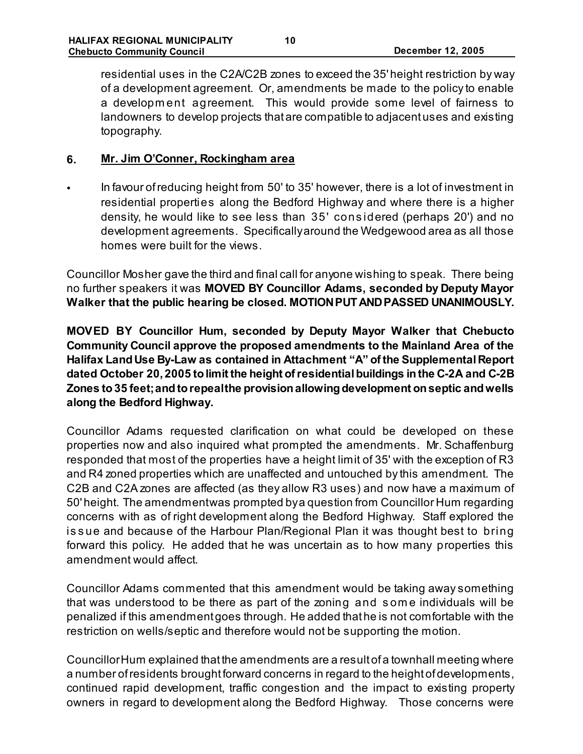residential uses in the C2A/C2B zones to exceed the 35' height restriction by way of a development agreement. Or, amendments be made to the policy to enable a development agreement. This would provide some level of fairness to landowners to develop projects that are compatible to adjacent uses and existing topography.

## 6. Mr. Jim O'Conner, Rockingham area

- In favour of reducing height from 50' to 35' however, there is a lot of investment in residential properties along the Bedford Highway and where there is a higher density, he would like to see less than 35' considered (perhaps 20') and no development agreements. Specifically around the Wedgewood area as all those homes were built for the views.

Councillor Mosher gave the third and final call for anyone wishing to speak. There being no further speakers it was **MOVED BY Councillor Adams, seconded by Deputy Mayor Walker that the public hearing be closed. MOTION PUT AND PASSED UNANIMOUSLY.**

**MOVED BY Councillor Hum, seconded by Deputy Mayor Walker that Chebucto Community Council approve the proposed amendments to the Mainland Area of the Halifax Land Use By-Law as contained in Attachment "A" of the Supplemental Report dated October 20, 2005 to limit the height of residential buildings in the C-2A and C-2B Zones to 35 feet; and to repeal the provision allowing development on septic and wells along the Bedford Highway.**

Councillor Adams requested clarification on what could be developed on these properties now and also inquired what prompted the amendments. Mr. Schaffenburg responded that most of the properties have a height limit of 35' with the exception of R3 and R4 zoned properties which are unaffected and untouched by this amendment. The C2B and C2A zones are affected (as they allow R3 uses) and now have a maximum of 50' height. The amendment was prompted by a question from Councillor Hum regarding concerns with as of right development along the Bedford Highway. Staff explored the issue and because of the Harbour Plan/Regional Plan it was thought best to bring forward this policy. He added that he was uncertain as to how many properties this amendment would affect.

Councillor Adams commented that this amendment would be taking away something that was understood to be there as part of the zoning and some individuals will be penalized if this amendment goes through. He added that he is not comfortable with the restriction on wells/septic and therefore would not be supporting the motion.

Councillor Hum explained that the amendments are a result of a townhall meeting where a number of residents brought forward concerns in regard to the height of developments, continued rapid development, traffic congestion and the impact to existing property owners in regard to development along the Bedford Highway. Those concerns were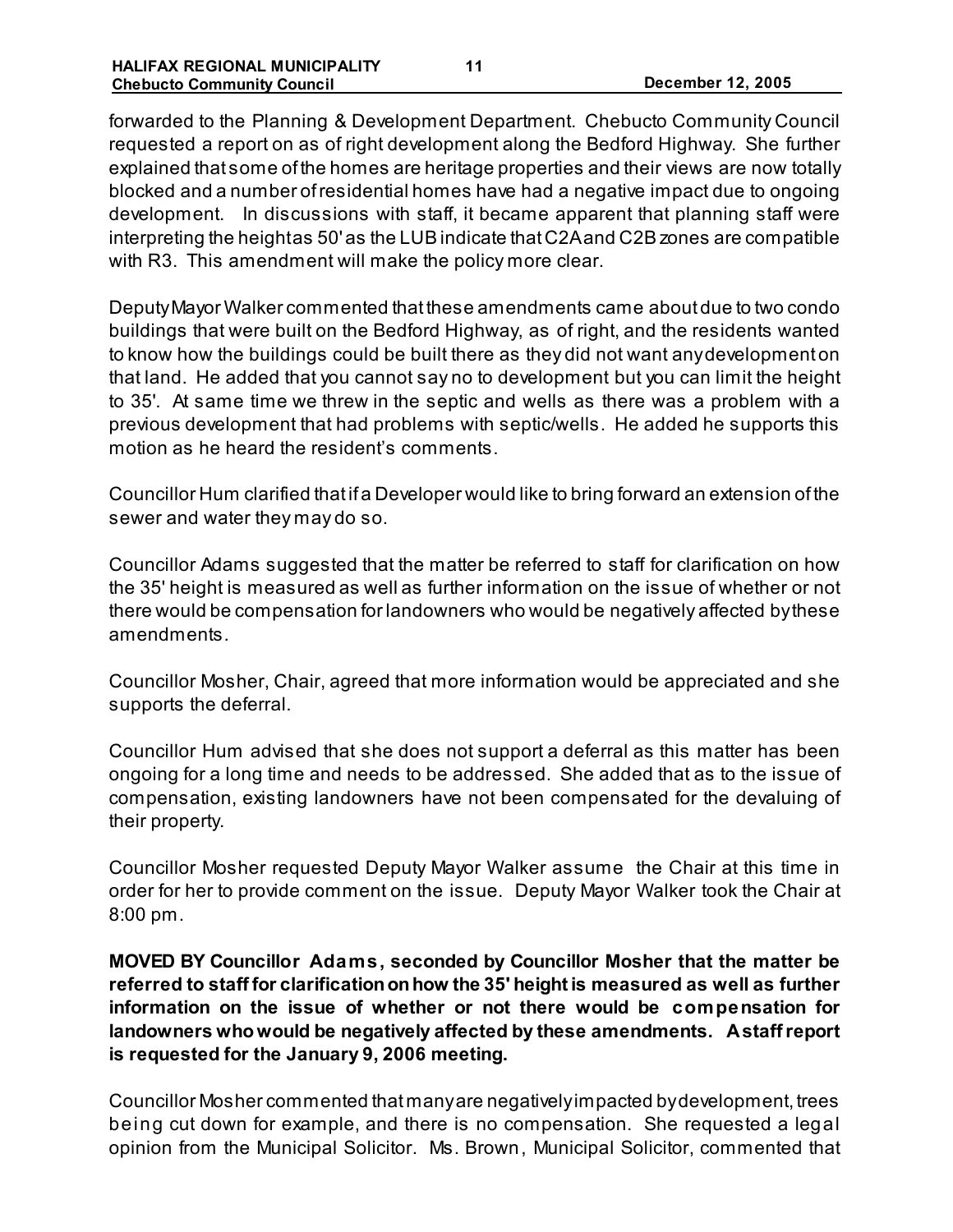forwarded to the Planning & Development Department. Chebucto Community Council requested a report on as of right development along the Bedford Highway. She further explained that some of the homes are heritage properties and their views are now totally blocked and a number of residential homes have had a negative impact due to ongoing development. In discussions with staff, it became apparent that planning staff were interpreting the height as 50' as the LUB indicate that C2A and C2B zones are compatible with R3. This amendment will make the policy more clear.

Deputy Mayor Walker commented that these amendments came about due to two condo buildings that were built on the Bedford Highway, as of right, and the residents wanted to know how the buildings could be built there as they did not want any development on that land. He added that you cannot say no to development but you can limit the height to 35'. At same time we threw in the septic and wells as there was a problem with a previous development that had problems with septic/wells. He added he supports this motion as he heard the resident's comments.

Councillor Hum clarified that if a Developer would like to bring forward an extension of the sewer and water they may do so.

Councillor Adams suggested that the matter be referred to staff for clarification on how the 35' height is measured as well as further information on the issue of whether or not there would be compensation for landowners who would be negatively affected by these amendments.

Councillor Mosher, Chair, agreed that more information would be appreciated and she supports the deferral.

Councillor Hum advised that she does not support a deferral as this matter has been ongoing for a long time and needs to be addressed. She added that as to the issue of compensation, existing landowners have not been compensated for the devaluing of their property.

Councillor Mosher requested Deputy Mayor Walker assume the Chair at this time in order for her to provide comment on the issue. Deputy Mayor Walker took the Chair at 8:00 pm.

**MOVED BY Councillor Adams, seconded by Councillor Mosher that the matter be referred to staff for clarification on how the 35' height is measured as well as further information on the issue of whether or not there would be compensation for landowners who would be negatively affected by these amendments. A staff report is requested for the January 9, 2006 meeting.**

Councillor Mosher commented that many are negatively impacted by development, trees being cut down for example, and there is no compensation. She requested a legal opinion from the Municipal Solicitor. Ms. Brown, Municipal Solicitor, commented that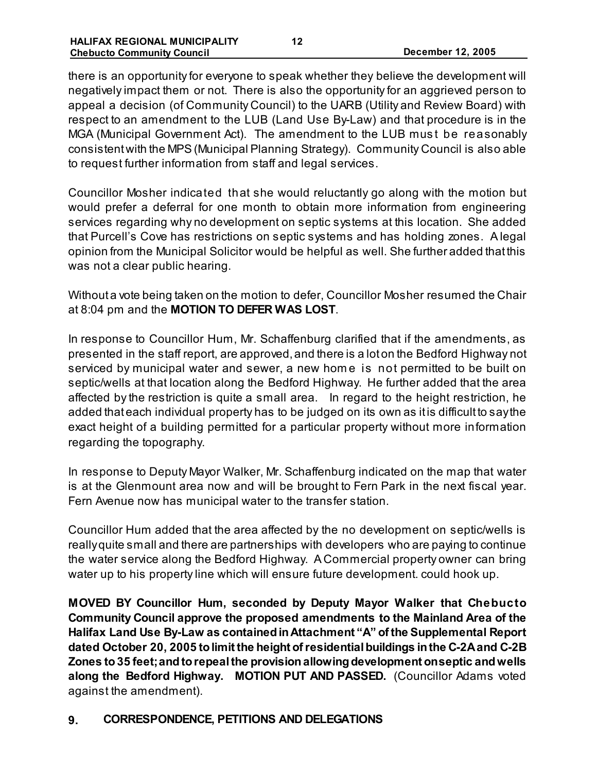there is an opportunity for everyone to speak whether they believe the development will negatively impact them or not. There is also the opportunity for an aggrieved person to appeal a decision (of Community Council) to the UARB (Utility and Review Board) with respect to an amendment to the LUB (Land Use By-Law) and that procedure is in the MGA (Municipal Government Act). The amendment to the LUB must be reasonably consistent with the MPS (Municipal Planning Strategy). Community Council is also able to request further information from staff and legal services.

Councillor Mosher indicated that she would reluctantly go along with the motion but would prefer a deferral for one month to obtain more information from engineering services regarding why no development on septic systems at this location. She added that Purcell's Cove has restrictions on septic systems and has holding zones. A legal opinion from the Municipal Solicitor would be helpful as well. She further added that this was not a clear public hearing.

Without a vote being taken on the motion to defer, Councillor Mosher resumed the Chair at 8:04 pm and the **MOTION TO DEFER WAS LOST**.

In response to Councillor Hum, Mr. Schaffenburg clarified that if the amendments, as presented in the staff report, are approved, and there is a lot on the Bedford Highway not serviced by municipal water and sewer, a new home is not permitted to be built on septic/wells at that location along the Bedford Highway. He further added that the area affected by the restriction is quite a small area. In regard to the height restriction, he added that each individual property has to be judged on its own as it is difficult to say the exact height of a building permitted for a particular property without more information regarding the topography.

In response to Deputy Mayor Walker, Mr. Schaffenburg indicated on the map that water is at the Glenmount area now and will be brought to Fern Park in the next fiscal year. Fern Avenue now has municipal water to the transfer station.

Councillor Hum added that the area affected by the no development on septic/wells is really quite small and there are partnerships with developers who are paying to continue the water service along the Bedford Highway. A Commercial property owner can bring water up to his property line which will ensure future development. could hook up.

**MOVED BY Councillor Hum, seconded by Deputy Mayor Walker that Chebucto Community Council approve the proposed amendments to the Mainland Area of the Halifax Land Use By-Law as contained in Attachment "A" of the Supplemental Report dated October 20, 2005 to limit the height of residential buildings in the C-2A and C-2B Zones to 35 feet; and to repeal the provision allowing development on septic and wells along the Bedford Highway. MOTION PUT AND PASSED.** (Councillor Adams voted against the amendment).

## 9. CORRESPONDENCE, PETITIONS AND DELEGATIONS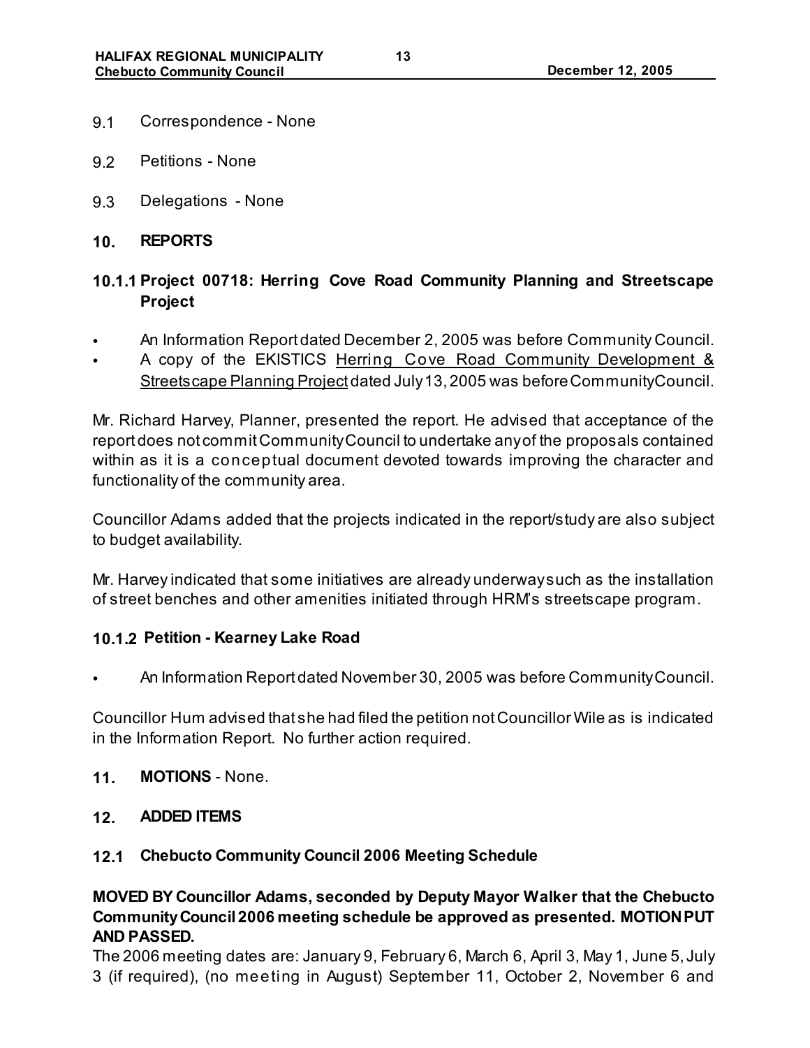9.1 Correspondence - None

9.2 Petitions - None

9.3 Delegations - None

## 10. REPORTS

### 10.1.1 Project 00718: Herring Cove Road Community Planning and Streetscape Project

- An Information Report dated December 2, 2005 was before Community Council.
- A copy of the EKISTICS Herring Cove Road Community Development & Streetscape Planning Project dated July 13, 2005 was before Community Council.

Mr. Richard Harvey, Planner, presented the report. He advised that acceptance of the report does not commit Community Council to undertake any of the proposals contained within as it is a conceptual document devoted towards improving the character and functionality of the community area.

Councillor Adams added that the projects indicated in the report/study are also subject to budget availability.

Mr. Harvey indicated that some initiatives are already underway such as the installation of street benches and other amenities initiated through HRM's streetscape program.

### 10.1.2 Petition - Kearney Lake Road

- An Information Report dated November 30, 2005 was before Community Council.

Councillor Hum advised that she had filed the petition not Councillor Wile as is indicated in the Information Report. No further action required.

## 11. MOTIONS - None.

## 12. ADDED ITEMS

### 12.1 Chebucto Community Council 2006 Meeting Schedule

**MOVED BY Councillor Adams, seconded by Deputy Mayor Walker that the Chebucto Community Council 2006 meeting schedule be approved as presented. MOTION PUT AND PASSED.**

The 2006 meeting dates are: January 9, February 6, March 6, April 3, May 1, June 5, July 3 (if required), (no meeting in August) September 11, October 2, November 6 and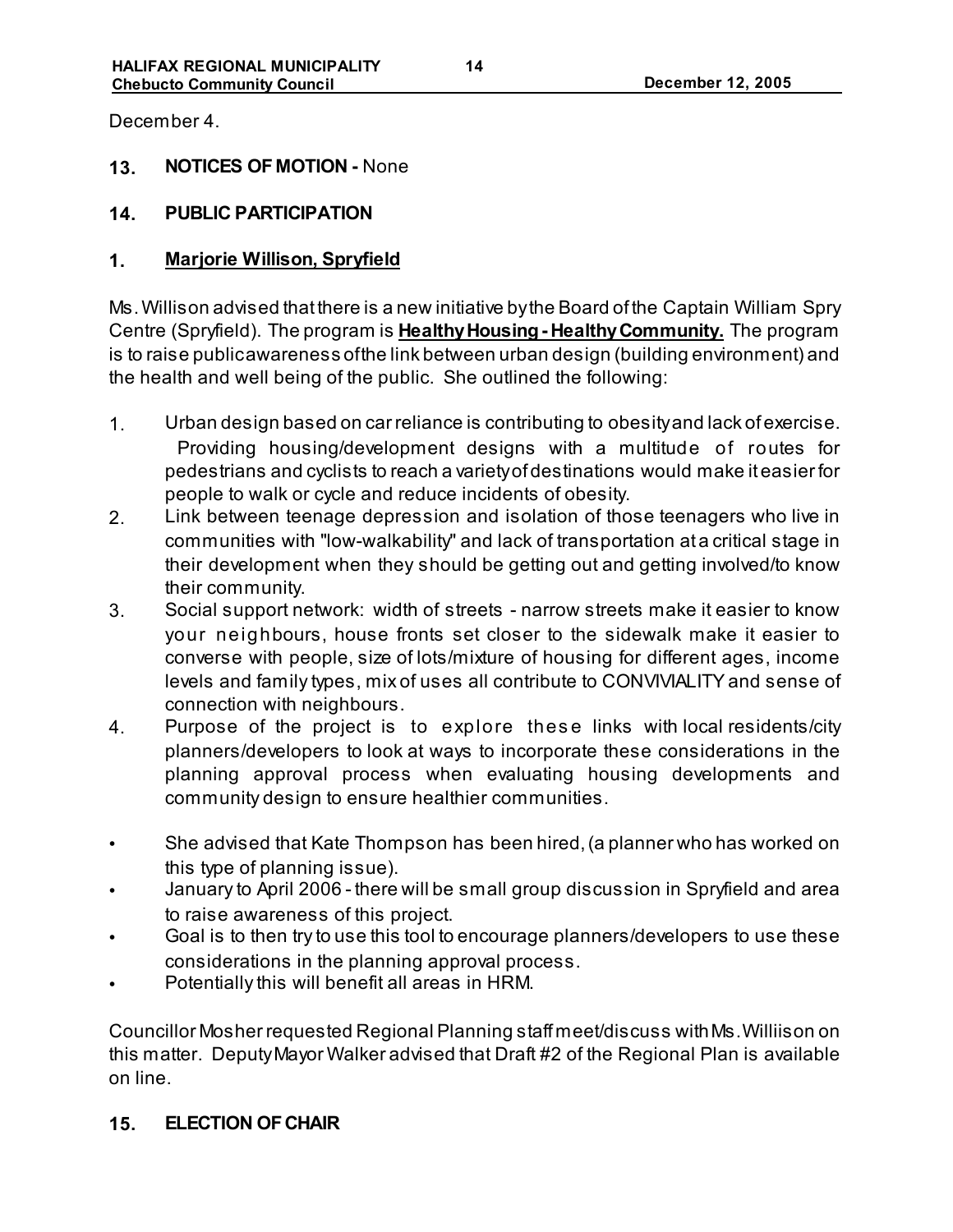December 4.

## 13. NOTICES OF MOTION - None

## 14. PUBLIC PARTICIPATION

### 1. Marjorie Willison, Spryfield

Ms. Willison advised that there is a new initiative by the Board of the Captain William Spry Centre (Spryfield). The program is **Healthy Housing - Healthy Community.** The program is to raise public awareness of the link between urban design (building environment) and the health and well being of the public. She outlined the following:

1. Urban design based on car reliance is contributing to obesity and lack of exercise. Providing housing/development designs with a multitude of routes for pedestrians and cyclists to reach a variety of destinations would make it easier for people to walk or cycle and reduce incidents of obesity.
2. Link between teenage depression and isolation of those teenagers who live in communities with "low-walkability" and lack of transportation at a critical stage in their development when they should be getting out and getting involved/to know their community.
3. Social support network: width of streets - narrow streets make it easier to know your neighbours, house fronts set closer to the sidewalk make it easier to converse with people, size of lots/mixture of housing for different ages, income levels and family types, mix of uses all contribute to CONVIVIALITY and sense of connection with neighbours.
4. Purpose of the project is to explore these links with local residents/city planners/developers to look at ways to incorporate these considerations in the planning approval process when evaluating housing developments and community design to ensure healthier communities.

- She advised that Kate Thompson has been hired, (a planner who has worked on this type of planning issue).
- January to April 2006 - there will be small group discussion in Spryfield and area to raise awareness of this project.
- Goal is to then try to use this tool to encourage planners/developers to use these considerations in the planning approval process.
- Potentially this will benefit all areas in HRM.

Councillor Mosher requested Regional Planning staff meet/discuss with Ms. Williison on this matter. Deputy Mayor Walker advised that Draft #2 of the Regional Plan is available on line.

## 15. ELECTION OF CHAIR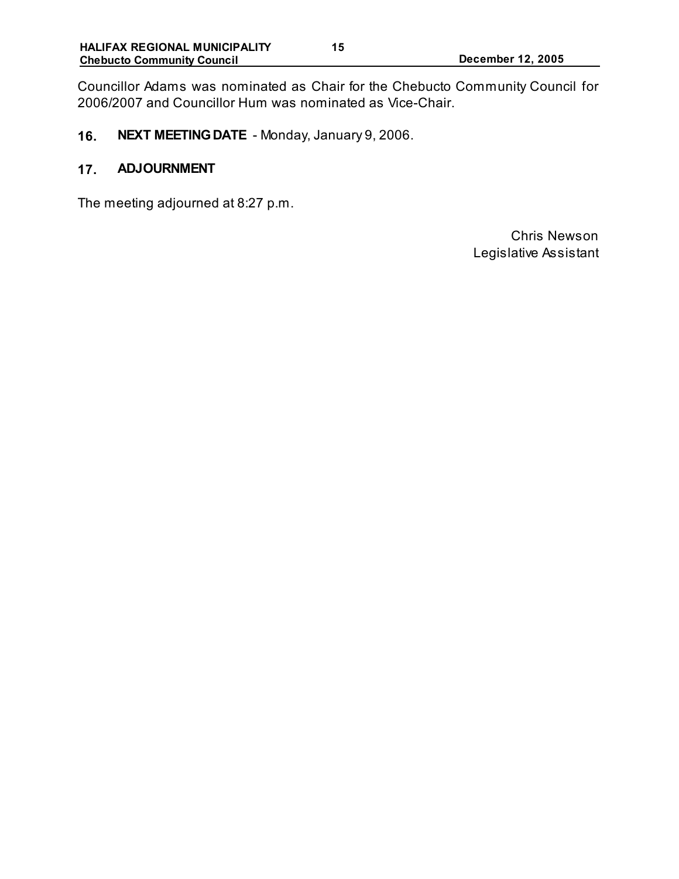Councillor Adams was nominated as Chair for the Chebucto Community Council for 2006/2007 and Councillor Hum was nominated as Vice-Chair.

## 16. NEXT MEETING DATE - Monday, January 9, 2006.

## 17. ADJOURNMENT

The meeting adjourned at 8:27 p.m.

Chris Newson
Legislative Assistant